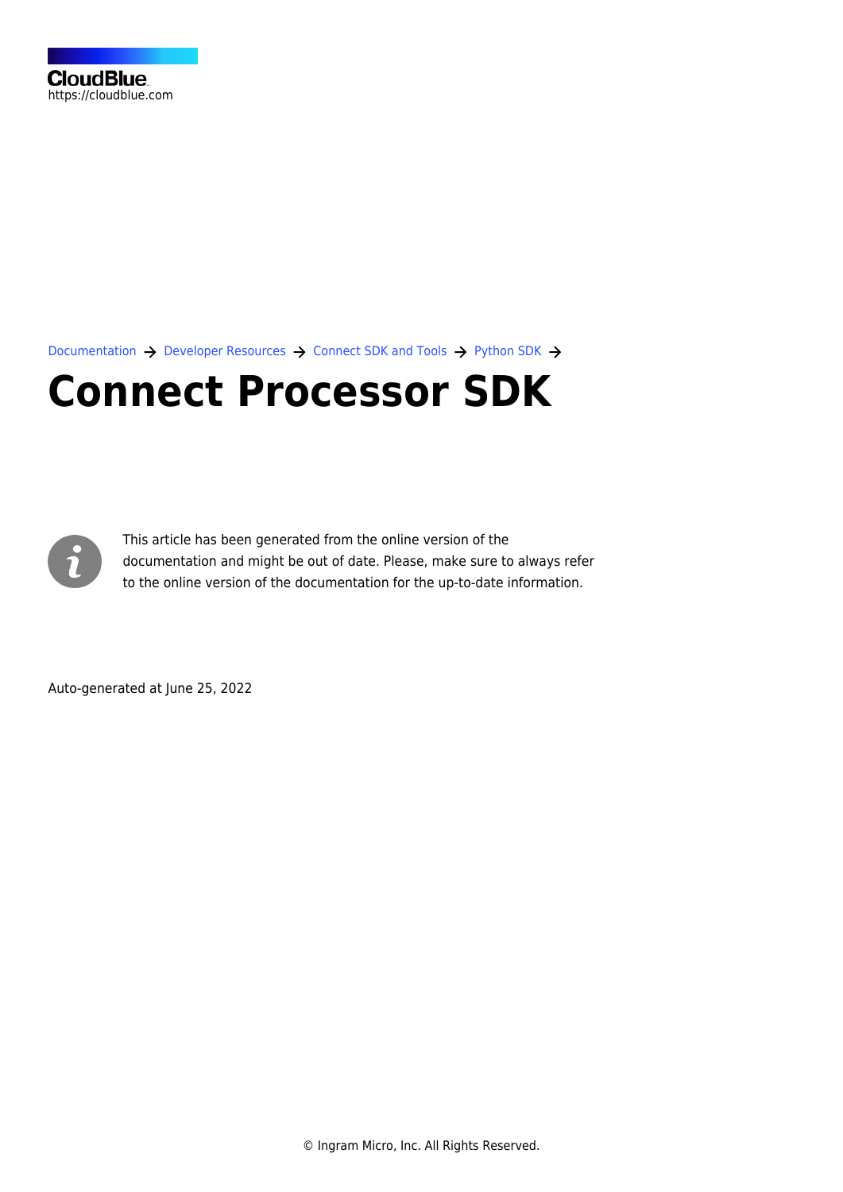CloudBlue
https://cloudblue.com

Documentation → Developer Resources → Connect SDK and Tools → Python SDK →

# Connect Processor SDK

This article has been generated from the online version of the documentation and might be out of date. Please, make sure to always refer to the online version of the documentation for the up-to-date information.

Auto-generated at June 25, 2022

© Ingram Micro, Inc. All Rights Reserved.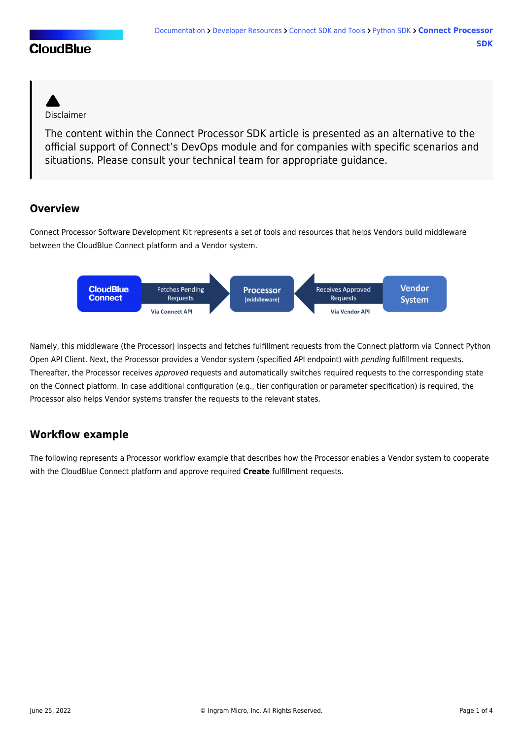> Disclaimer
>
> The content within the Connect Processor SDK article is presented as an alternative to the official support of Connect's DevOps module and for companies with specific scenarios and situations. Please consult your technical team for appropriate guidance.

## Overview

Connect Processor Software Development Kit represents a set of tools and resources that helps Vendors build middleware between the CloudBlue Connect platform and a Vendor system.

CloudBlue Connect → Fetches Pending Requests (Via Connect API) → Processor (middleware) ← Receives Approved Requests (Via Vendor API) ← Vendor System

Namely, this middleware (the Processor) inspects and fetches fulfillment requests from the Connect platform via Connect Python Open API Client. Next, the Processor provides a Vendor system (specified API endpoint) with *pending* fulfillment requests. Thereafter, the Processor receives *approved* requests and automatically switches required requests to the corresponding state on the Connect platform. In case additional configuration (e.g., tier configuration or parameter specification) is required, the Processor also helps Vendor systems transfer the requests to the relevant states.

## Workflow example

The following represents a Processor workflow example that describes how the Processor enables a Vendor system to cooperate with the CloudBlue Connect platform and approve required **Create** fulfillment requests.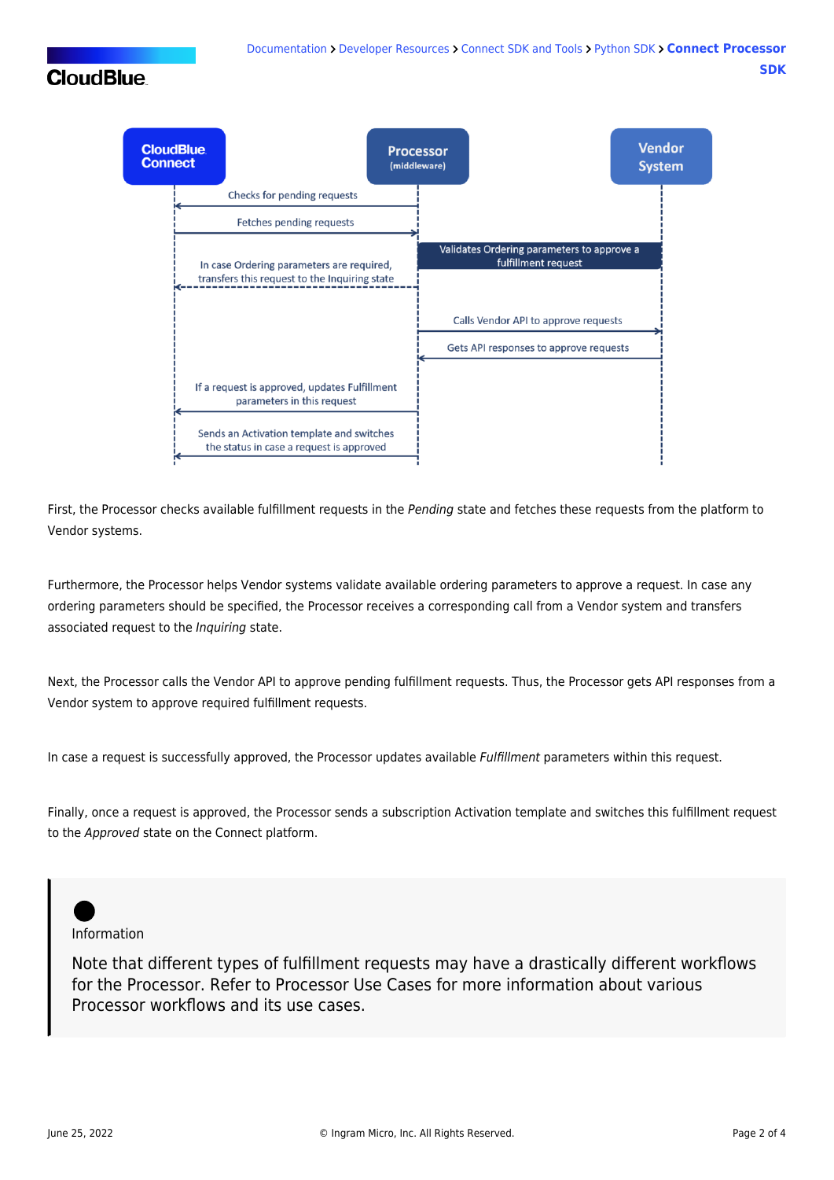First, the Processor checks available fulfillment requests in the *Pending* state and fetches these requests from the platform to Vendor systems.

Furthermore, the Processor helps Vendor systems validate available ordering parameters to approve a request. In case any ordering parameters should be specified, the Processor receives a corresponding call from a Vendor system and transfers associated request to the *Inquiring* state.

Next, the Processor calls the Vendor API to approve pending fulfillment requests. Thus, the Processor gets API responses from a Vendor system to approve required fulfillment requests.

In case a request is successfully approved, the Processor updates available *Fulfillment* parameters within this request.

Finally, once a request is approved, the Processor sends a subscription Activation template and switches this fulfillment request to the *Approved* state on the Connect platform.

> Information
>
> Note that different types of fulfillment requests may have a drastically different workflows for the Processor. Refer to Processor Use Cases for more information about various Processor workflows and its use cases.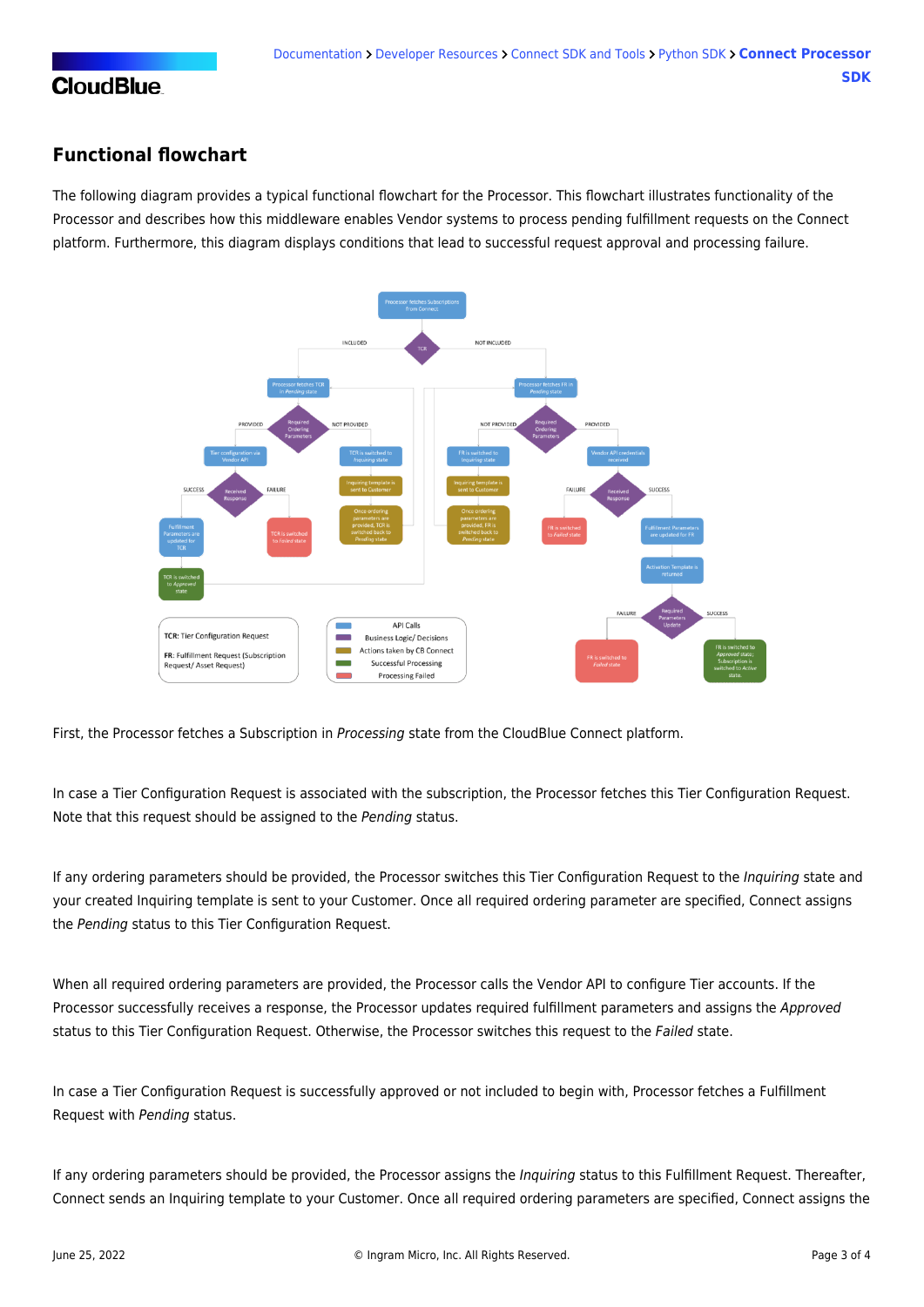## Functional flowchart

The following diagram provides a typical functional flowchart for the Processor. This flowchart illustrates functionality of the Processor and describes how this middleware enables Vendor systems to process pending fulfillment requests on the Connect platform. Furthermore, this diagram displays conditions that lead to successful request approval and processing failure.

First, the Processor fetches a Subscription in *Processing* state from the CloudBlue Connect platform.

In case a Tier Configuration Request is associated with the subscription, the Processor fetches this Tier Configuration Request. Note that this request should be assigned to the *Pending* status.

If any ordering parameters should be provided, the Processor switches this Tier Configuration Request to the *Inquiring* state and your created Inquiring template is sent to your Customer. Once all required ordering parameter are specified, Connect assigns the *Pending* status to this Tier Configuration Request.

When all required ordering parameters are provided, the Processor calls the Vendor API to configure Tier accounts. If the Processor successfully receives a response, the Processor updates required fulfillment parameters and assigns the *Approved* status to this Tier Configuration Request. Otherwise, the Processor switches this request to the *Failed* state.

In case a Tier Configuration Request is successfully approved or not included to begin with, Processor fetches a Fulfillment Request with *Pending* status.

If any ordering parameters should be provided, the Processor assigns the *Inquiring* status to this Fulfillment Request. Thereafter, Connect sends an Inquiring template to your Customer. Once all required ordering parameters are specified, Connect assigns the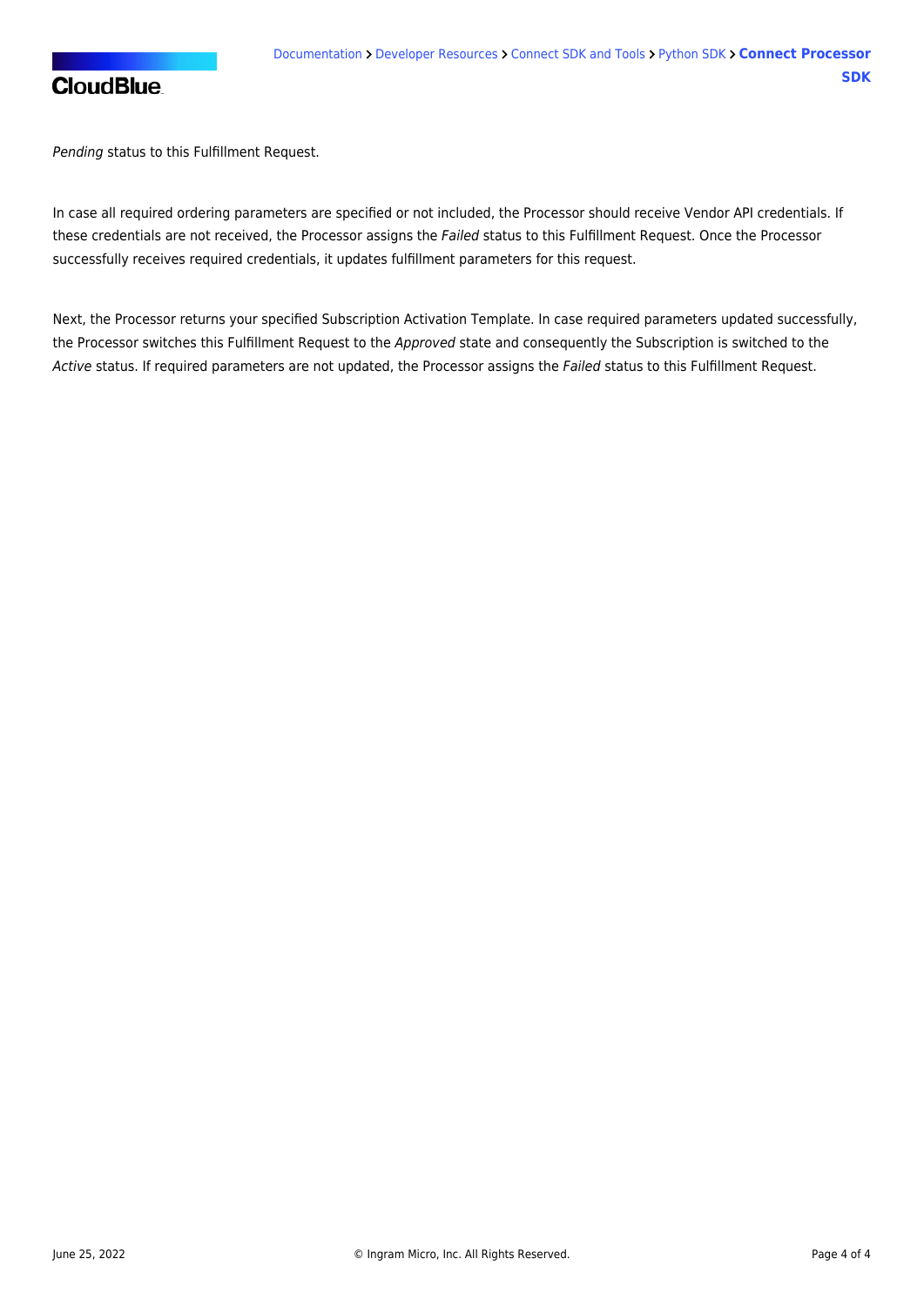*Pending* status to this Fulfillment Request.

In case all required ordering parameters are specified or not included, the Processor should receive Vendor API credentials. If these credentials are not received, the Processor assigns the *Failed* status to this Fulfillment Request. Once the Processor successfully receives required credentials, it updates fulfillment parameters for this request.

Next, the Processor returns your specified Subscription Activation Template. In case required parameters updated successfully, the Processor switches this Fulfillment Request to the *Approved* state and consequently the Subscription is switched to the *Active* status. If required parameters are not updated, the Processor assigns the *Failed* status to this Fulfillment Request.